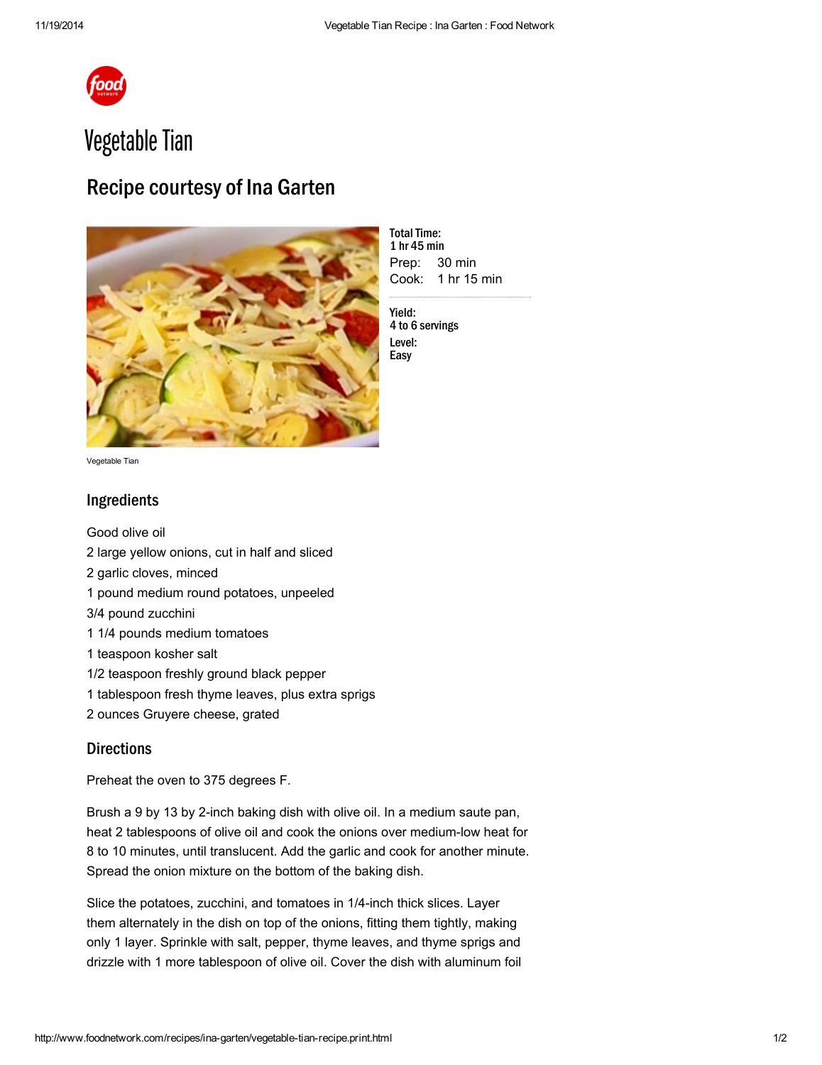# Vegetable Tian

## Recipe courtesy of Ina Garten

Vegetable Tian

**Total Time:**
**1 hr 45 min**
Prep: 30 min
Cook: 1 hr 15 min

**Yield:**
**4 to 6 servings**
**Level:**
**Easy**

## Ingredients

Good olive oil
2 large yellow onions, cut in half and sliced
2 garlic cloves, minced
1 pound medium round potatoes, unpeeled
3/4 pound zucchini
1 1/4 pounds medium tomatoes
1 teaspoon kosher salt
1/2 teaspoon freshly ground black pepper
1 tablespoon fresh thyme leaves, plus extra sprigs
2 ounces Gruyere cheese, grated

## Directions

Preheat the oven to 375 degrees F.

Brush a 9 by 13 by 2-inch baking dish with olive oil. In a medium saute pan, heat 2 tablespoons of olive oil and cook the onions over medium-low heat for 8 to 10 minutes, until translucent. Add the garlic and cook for another minute. Spread the onion mixture on the bottom of the baking dish.

Slice the potatoes, zucchini, and tomatoes in 1/4-inch thick slices. Layer them alternately in the dish on top of the onions, fitting them tightly, making only 1 layer. Sprinkle with salt, pepper, thyme leaves, and thyme sprigs and drizzle with 1 more tablespoon of olive oil. Cover the dish with aluminum foil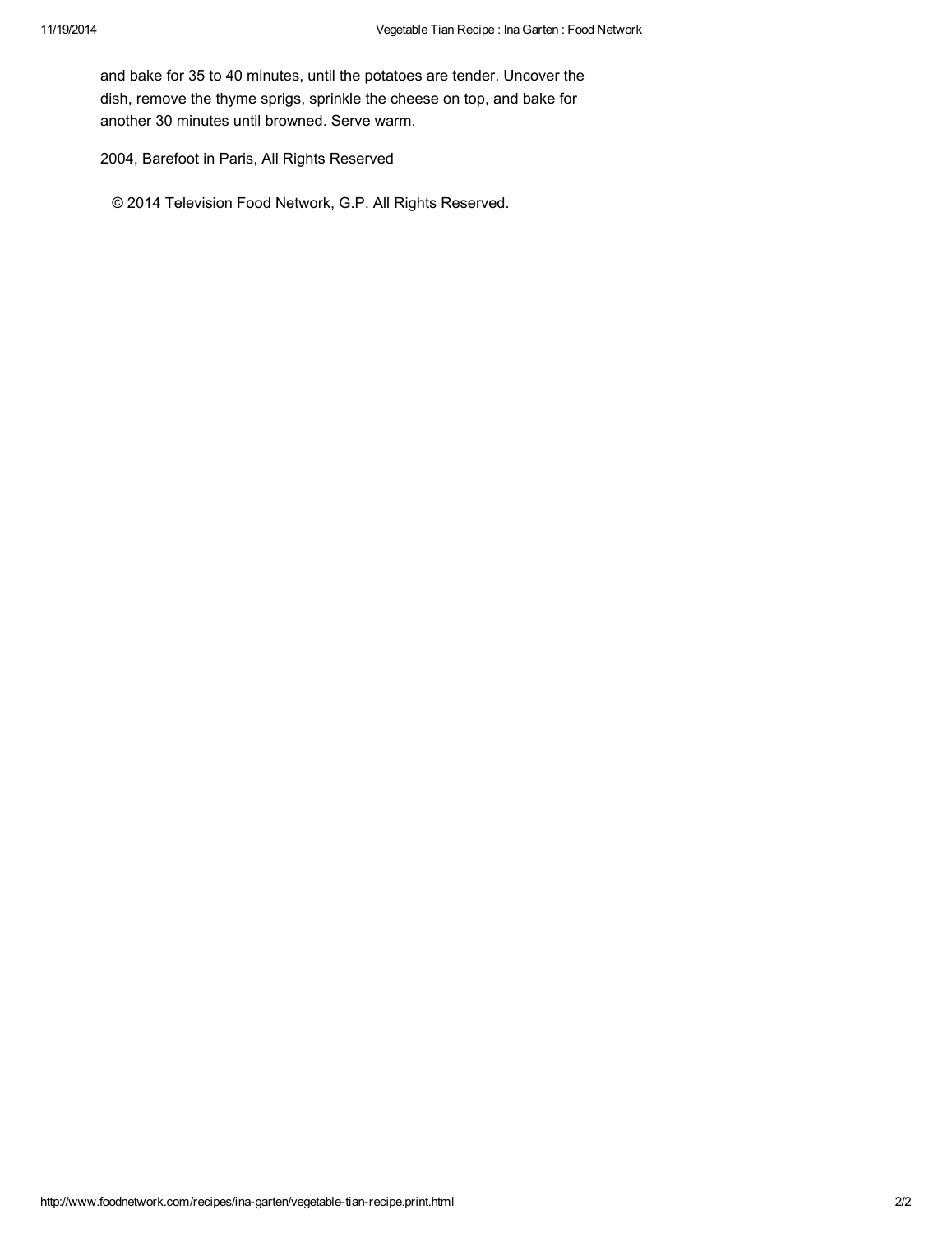and bake for 35 to 40 minutes, until the potatoes are tender. Uncover the dish, remove the thyme sprigs, sprinkle the cheese on top, and bake for another 30 minutes until browned. Serve warm.

2004, Barefoot in Paris, All Rights Reserved

© 2014 Television Food Network, G.P. All Rights Reserved.